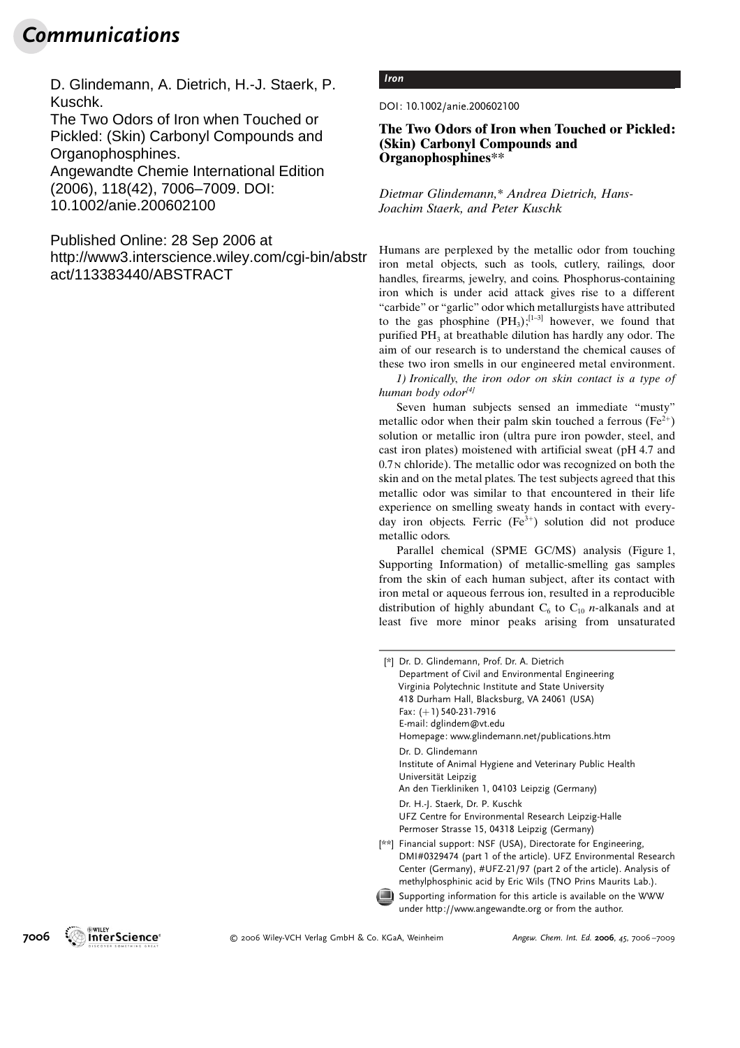D. Glindemann, A. Dietrich, H.-J. Staerk, P. Kuschk.
The Two Odors of Iron when Touched or Pickled: (Skin) Carbonyl Compounds and Organophosphines.
Angewandte Chemie International Edition (2006), 118(42), 7006–7009. DOI: 10.1002/anie.200602100

Published Online: 28 Sep 2006 at http://www3.interscience.wiley.com/cgi-bin/abstract/113383440/ABSTRACT

*Iron*

DOI: 10.1002/anie.200602100

# The Two Odors of Iron when Touched or Pickled: (Skin) Carbonyl Compounds and Organophosphines[**]

*Dietmar Glindemann,\* Andrea Dietrich, Hans-Joachim Staerk, and Peter Kuschk*

Humans are perplexed by the metallic odor from touching iron metal objects, such as tools, cutlery, railings, door handles, firearms, jewelry, and coins. Phosphorus-containing iron which is under acid attack gives rise to a different "carbide" or "garlic" odor which metallurgists have attributed to the gas phosphine ($PH_3$);[1–3] however, we found that purified $PH_3$ at breathable dilution has hardly any odor. The aim of our research is to understand the chemical causes of these two iron smells in our engineered metal environment.

*1) Ironically, the iron odor on skin contact is a type of human body odor*[4]

Seven human subjects sensed an immediate "musty" metallic odor when their palm skin touched a ferrous ($Fe^{2+}$) solution or metallic iron (ultra pure iron powder, steel, and cast iron plates) moistened with artificial sweat (pH 4.7 and 0.7 N chloride). The metallic odor was recognized on both the skin and on the metal plates. The test subjects agreed that this metallic odor was similar to that encountered in their life experience on smelling sweaty hands in contact with everyday iron objects. Ferric ($Fe^{3+}$) solution did not produce metallic odors.

Parallel chemical (SPME GC/MS) analysis (Figure 1, Supporting Information) of metallic-smelling gas samples from the skin of each human subject, after its contact with iron metal or aqueous ferrous ion, resulted in a reproducible distribution of highly abundant $C_6$ to $C_{10}$ *n*-alkanals and at least five more minor peaks arising from unsaturated

---

[\*] Dr. D. Glindemann, Prof. Dr. A. Dietrich
Department of Civil and Environmental Engineering
Virginia Polytechnic Institute and State University
418 Durham Hall, Blacksburg, VA 24061 (USA)
Fax: (+1) 540-231-7916
E-mail: dglindem@vt.edu
Homepage: www.glindemann.net/publications.htm

Dr. D. Glindemann
Institute of Animal Hygiene and Veterinary Public Health
Universität Leipzig
An den Tierkliniken 1, 04103 Leipzig (Germany)

Dr. H.-J. Staerk, Dr. P. Kuschk
UFZ Centre for Environmental Research Leipzig-Halle
Permoser Strasse 15, 04318 Leipzig (Germany)

[\*\*] Financial support: NSF (USA), Directorate for Engineering, DMI#0329474 (part 1 of the article). UFZ Environmental Research Center (Germany), #UFZ-21/97 (part 2 of the article). Analysis of methylphosphinic acid by Eric Wils (TNO Prins Maurits Lab.).

Supporting information for this article is available on the WWW under http://www.angewandte.org or from the author.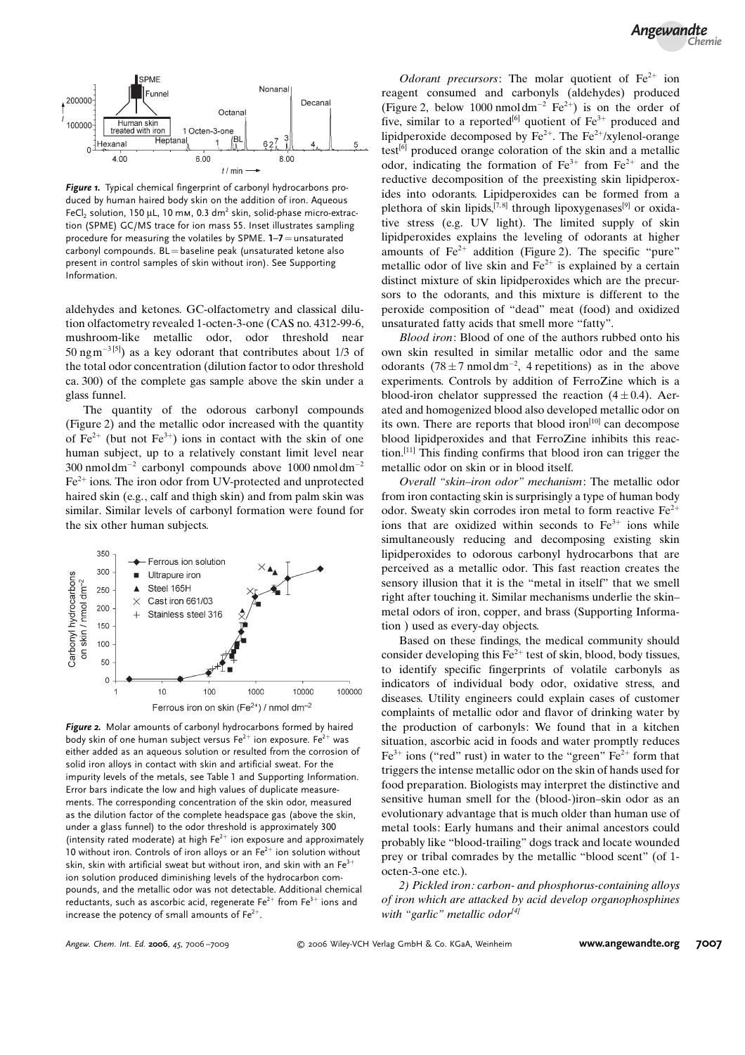**Figure 1.** Typical chemical fingerprint of carbonyl hydrocarbons produced by human haired body skin on the addition of iron. Aqueous $FeCl_2$ solution, 150 μL, 10 mM, 0.3 $dm^2$ skin, solid-phase micro-extraction (SPME) GC/MS trace for ion mass 55. Inset illustrates sampling procedure for measuring the volatiles by SPME. **1**–**7** = unsaturated carbonyl compounds. BL = baseline peak (unsaturated ketone also present in control samples of skin without iron). See Supporting Information.

aldehydes and ketones. GC-olfactometry and classical dilution olfactometry revealed 1-octen-3-one (CAS no. 4312-99-6, mushroom-like metallic odor, odor threshold near 50 $ng\,m^{-3}$ [5]) as a key odorant that contributes about 1/3 of the total odor concentration (dilution factor to odor threshold ca. 300) of the complete gas sample above the skin under a glass funnel.

The quantity of the odorous carbonyl compounds (Figure 2) and the metallic odor increased with the quantity of $Fe^{2+}$ (but not $Fe^{3+}$) ions in contact with the skin of one human subject, up to a relatively constant limit level near 300 $nmol\,dm^{-2}$ carbonyl compounds above 1000 $nmol\,dm^{-2}$ $Fe^{2+}$ ions. The iron odor from UV-protected and unprotected haired skin (e.g., calf and thigh skin) and from palm skin was similar. Similar levels of carbonyl formation were found for the six other human subjects.

**Figure 2.** Molar amounts of carbonyl hydrocarbons formed by haired body skin of one human subject versus $Fe^{2+}$ ion exposure. $Fe^{2+}$ was either added as an aqueous solution or resulted from the corrosion of solid iron alloys in contact with skin and artificial sweat. For the impurity levels of the metals, see Table 1 and Supporting Information. Error bars indicate the low and high values of duplicate measurements. The corresponding concentration of the skin odor, measured as the dilution factor of the complete headspace gas (above the skin, under a glass funnel) to the odor threshold is approximately 300 (intensity rated moderate) at high $Fe^{2+}$ ion exposure and approximately 10 without iron. Controls of iron alloys or an $Fe^{2+}$ ion solution without skin, skin with artificial sweat but without iron, and skin with an $Fe^{3+}$ ion solution produced diminishing levels of the hydrocarbon compounds, and the metallic odor was not detectable. Additional chemical reductants, such as ascorbic acid, regenerate $Fe^{2+}$ from $Fe^{3+}$ ions and increase the potency of small amounts of $Fe^{2+}$.

*Odorant precursors*: The molar quotient of $Fe^{2+}$ ion reagent consumed and carbonyls (aldehydes) produced (Figure 2, below 1000 $nmol\,dm^{-2}$ $Fe^{2+}$) is on the order of five, similar to a reported[6] quotient of $Fe^{3+}$ produced and lipidperoxide decomposed by $Fe^{2+}$. The $Fe^{2+}$/xylenol-orange test[6] produced orange coloration of the skin and a metallic odor, indicating the formation of $Fe^{3+}$ from $Fe^{2+}$ and the reductive decomposition of the preexisting skin lipidperoxides into odorants. Lipidperoxides can be formed from a plethora of skin lipids,[7,8] through lipoxygenases[9] or oxidative stress (e.g. UV light). The limited supply of skin lipidperoxides explains the leveling of odorants at higher amounts of $Fe^{2+}$ addition (Figure 2). The specific "pure" metallic odor of live skin and $Fe^{2+}$ is explained by a certain distinct mixture of skin lipidperoxides which are the precursors to the odorants, and this mixture is different to the peroxide composition of "dead" meat (food) and oxidized unsaturated fatty acids that smell more "fatty".

*Blood iron*: Blood of one of the authors rubbed onto his own skin resulted in similar metallic odor and the same odorants ($78 \pm 7$ $nmol\,dm^{-2}$, 4 repetitions) as in the above experiments. Controls by addition of FerroZine which is a blood-iron chelator suppressed the reaction ($4 \pm 0.4$). Aerated and homogenized blood also developed metallic odor on its own. There are reports that blood iron[10] can decompose blood lipidperoxides and that FerroZine inhibits this reaction.[11] This finding confirms that blood iron can trigger the metallic odor on skin or in blood itself.

*Overall "skin–iron odor" mechanism*: The metallic odor from iron contacting skin is surprisingly a type of human body odor. Sweaty skin corrodes iron metal to form reactive $Fe^{2+}$ ions that are oxidized within seconds to $Fe^{3+}$ ions while simultaneously reducing and decomposing existing skin lipidperoxides to odorous carbonyl hydrocarbons that are perceived as a metallic odor. This fast reaction creates the sensory illusion that it is the "metal in itself" that we smell right after touching it. Similar mechanisms underlie the skin–metal odors of iron, copper, and brass (Supporting Information ) used as every-day objects.

Based on these findings, the medical community should consider developing this $Fe^{2+}$ test of skin, blood, body tissues, to identify specific fingerprints of volatile carbonyls as indicators of individual body odor, oxidative stress, and diseases. Utility engineers could explain cases of customer complaints of metallic odor and flavor of drinking water by the production of carbonyls: We found that in a kitchen situation, ascorbic acid in foods and water promptly reduces $Fe^{3+}$ ions ("red" rust) in water to the "green" $Fe^{2+}$ form that triggers the intense metallic odor on the skin of hands used for food preparation. Biologists may interpret the distinctive and sensitive human smell for the (blood-)iron–skin odor as an evolutionary advantage that is much older than human use of metal tools: Early humans and their animal ancestors could probably like "blood-trailing" dogs track and locate wounded prey or tribal comrades by the metallic "blood scent" (of 1-octen-3-one etc.).

*2) Pickled iron: carbon- and phosphorus-containing alloys of iron which are attacked by acid develop organophosphines with "garlic" metallic odor*[4]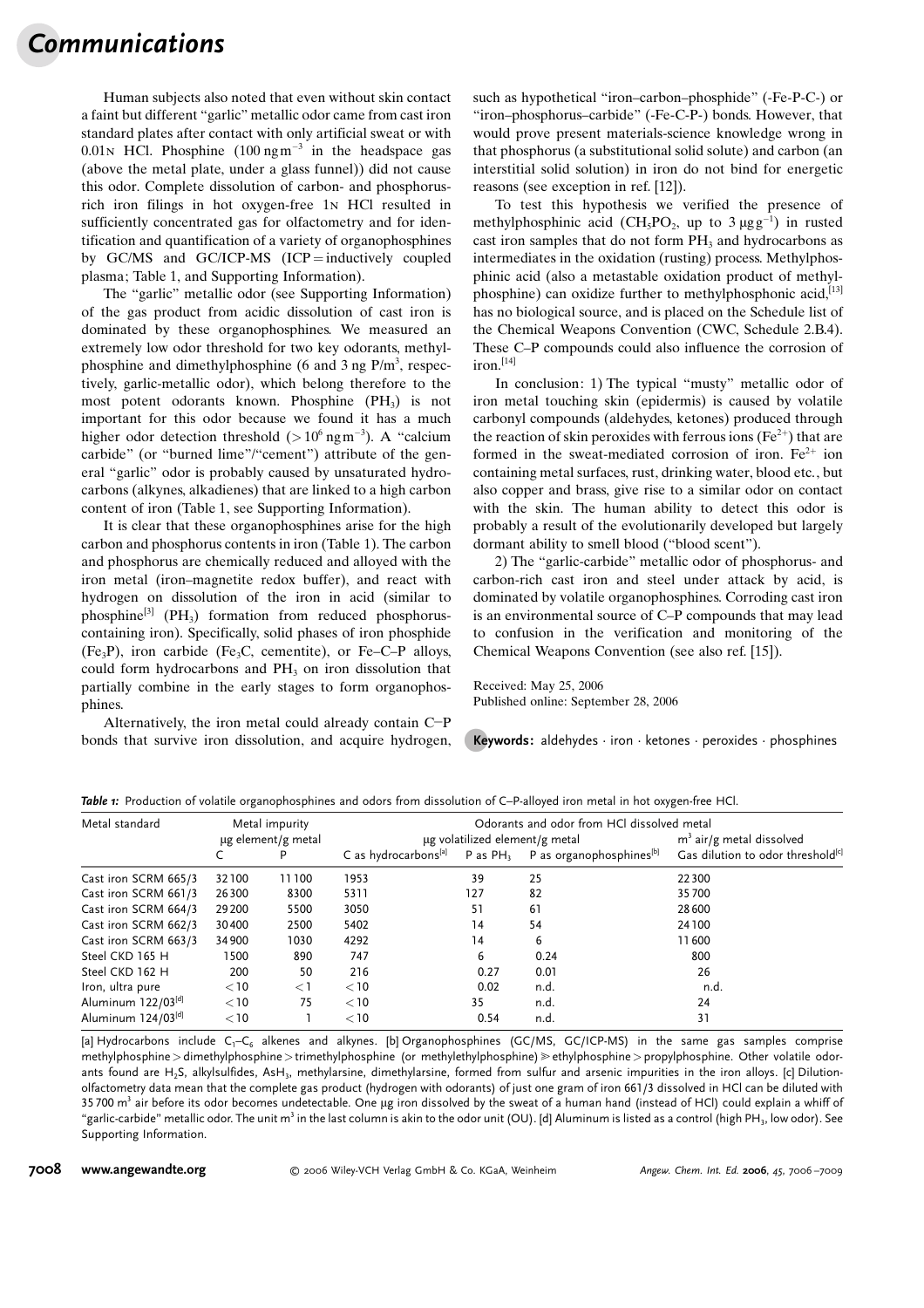Human subjects also noted that even without skin contact a faint but different "garlic" metallic odor came from cast iron standard plates after contact with only artificial sweat or with 0.01 N HCl. Phosphine ($100\,ng\,m^{-3}$ in the headspace gas (above the metal plate, under a glass funnel)) did not cause this odor. Complete dissolution of carbon- and phosphorus-rich iron filings in hot oxygen-free 1 N HCl resulted in sufficiently concentrated gas for olfactometry and for identification and quantification of a variety of organophosphines by GC/MS and GC/ICP-MS (ICP = inductively coupled plasma; Table 1, and Supporting Information).

The "garlic" metallic odor (see Supporting Information) of the gas product from acidic dissolution of cast iron is dominated by these organophosphines. We measured an extremely low odor threshold for two key odorants, methylphosphine and dimethylphosphine (6 and 3 ng $P/m^3$, respectively, garlic-metallic odor), which belong therefore to the most potent odorants known. Phosphine ($PH_3$) is not important for this odor because we found it has a much higher odor detection threshold ($>10^6\,ng\,m^{-3}$). A "calcium carbide" (or "burned lime"/"cement") attribute of the general "garlic" odor is probably caused by unsaturated hydrocarbons (alkynes, alkadienes) that are linked to a high carbon content of iron (Table 1, see Supporting Information).

It is clear that these organophosphines arise for the high carbon and phosphorus contents in iron (Table 1). The carbon and phosphorus are chemically reduced and alloyed with the iron metal (iron–magnetite redox buffer), and react with hydrogen on dissolution of the iron in acid (similar to phosphine[3] ($PH_3$) formation from reduced phosphorus-containing iron). Specifically, solid phases of iron phosphide ($Fe_3P$), iron carbide ($Fe_3C$, cementite), or Fe–C–P alloys, could form hydrocarbons and $PH_3$ on iron dissolution that partially combine in the early stages to form organophosphines.

Alternatively, the iron metal could already contain C–P bonds that survive iron dissolution, and acquire hydrogen, such as hypothetical "iron–carbon–phosphide" (-Fe-P-C-) or "iron–phosphorus–carbide" (-Fe-C-P-) bonds. However, that would prove present materials-science knowledge wrong in that phosphorus (a substitutional solid solute) and carbon (an interstitial solid solution) in iron do not bind for energetic reasons (see exception in ref. [12]).

To test this hypothesis we verified the presence of methylphosphinic acid ($CH_5PO_2$, up to $3\,\mu g\,g^{-1}$) in rusted cast iron samples that do not form $PH_3$ and hydrocarbons as intermediates in the oxidation (rusting) process. Methylphosphinic acid (also a metastable oxidation product of methylphosphine) can oxidize further to methylphosphonic acid,[13] has no biological source, and is placed on the Schedule list of the Chemical Weapons Convention (CWC, Schedule 2.B.4). These C–P compounds could also influence the corrosion of iron.[14]

In conclusion: 1) The typical "musty" metallic odor of iron metal touching skin (epidermis) is caused by volatile carbonyl compounds (aldehydes, ketones) produced through the reaction of skin peroxides with ferrous ions ($Fe^{2+}$) that are formed in the sweat-mediated corrosion of iron. $Fe^{2+}$ ion containing metal surfaces, rust, drinking water, blood etc., but also copper and brass, give rise to a similar odor on contact with the skin. The human ability to detect this odor is probably a result of the evolutionarily developed but largely dormant ability to smell blood ("blood scent").

2) The "garlic-carbide" metallic odor of phosphorus- and carbon-rich cast iron and steel under attack by acid, is dominated by volatile organophosphines. Corroding cast iron is an environmental source of C–P compounds that may lead to confusion in the verification and monitoring of the Chemical Weapons Convention (see also ref. [15]).

Received: May 25, 2006
Published online: September 28, 2006

**Keywords:** aldehydes · iron · ketones · peroxides · phosphines

*Table 1:* Production of volatile organophosphines and odors from dissolution of C–P-alloyed iron metal in hot oxygen-free HCl.

| Metal standard | Metal impurity µg element/g metal | | Odorants and odor from HCl dissolved metal µg volatilized element/g metal | | | $m^3$ air/g metal dissolved |
|---|---|---|---|---|---|---|
| | C | P | C as hydrocarbons[a] | P as $PH_3$ | P as organophosphines[b] | Gas dilution to odor threshold[c] |
| Cast iron SCRM 665/3 | 32100 | 11100 | 1953 | 39 | 25 | 22300 |
| Cast iron SCRM 661/3 | 26300 | 8300 | 5311 | 127 | 82 | 35700 |
| Cast iron SCRM 664/3 | 29200 | 5500 | 3050 | 51 | 61 | 28600 |
| Cast iron SCRM 662/3 | 30400 | 2500 | 5402 | 14 | 54 | 24100 |
| Cast iron SCRM 663/3 | 34900 | 1030 | 4292 | 14 | 6 | 11600 |
| Steel CKD 165 H | 1500 | 890 | 747 | 6 | 0.24 | 800 |
| Steel CKD 162 H | 200 | 50 | 216 | 0.27 | 0.01 | 26 |
| Iron, ultra pure | <10 | <1 | <10 | 0.02 | n.d. | n.d. |
| Aluminum 122/03[d] | <10 | 75 | <10 | 35 | n.d. | 24 |
| Aluminum 124/03[d] | <10 | 1 | <10 | 0.54 | n.d. | 31 |

[a] Hydrocarbons include $C_1$–$C_6$ alkenes and alkynes. [b] Organophosphines (GC/MS, GC/ICP-MS) in the same gas samples comprise methylphosphine > dimethylphosphine > trimethylphosphine (or methylethylphosphine) ≫ ethylphosphine > propylphosphine. Other volatile odorants found are $H_2S$, alkylsulfides, $AsH_3$, methylarsine, dimethylarsine, formed from sulfur and arsenic impurities in the iron alloys. [c] Dilution-olfactometry data mean that the complete gas product (hydrogen with odorants) of just one gram of iron 661/3 dissolved in HCl can be diluted with 35700 $m^3$ air before its odor becomes undetectable. One µg iron dissolved by the sweat of a human hand (instead of HCl) could explain a whiff of "garlic-carbide" metallic odor. The unit $m^3$ in the last column is akin to the odor unit (OU). [d] Aluminum is listed as a control (high $PH_3$, low odor). See Supporting Information.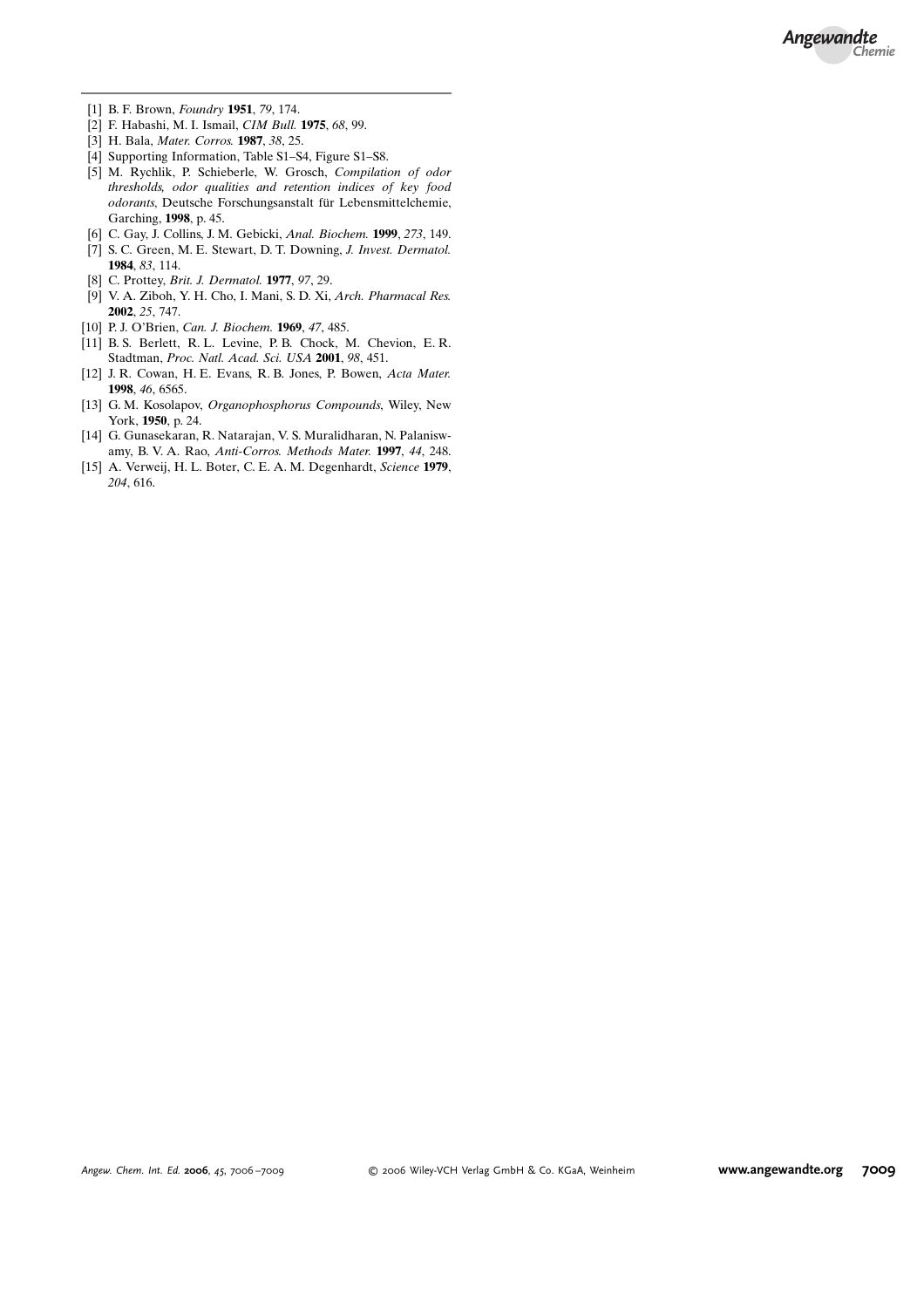[1] B. F. Brown, *Foundry* **1951**, *79*, 174.

[2] F. Habashi, M. I. Ismail, *CIM Bull.* **1975**, *68*, 99.

[3] H. Bala, *Mater. Corros.* **1987**, *38*, 25.

[4] Supporting Information, Table S1–S4, Figure S1–S8.

[5] M. Rychlik, P. Schieberle, W. Grosch, *Compilation of odor thresholds, odor qualities and retention indices of key food odorants*, Deutsche Forschungsanstalt für Lebensmittelchemie, Garching, **1998**, p. 45.

[6] C. Gay, J. Collins, J. M. Gebicki, *Anal. Biochem.* **1999**, *273*, 149.

[7] S. C. Green, M. E. Stewart, D. T. Downing, *J. Invest. Dermatol.* **1984**, *83*, 114.

[8] C. Prottey, *Brit. J. Dermatol.* **1977**, *97*, 29.

[9] V. A. Ziboh, Y. H. Cho, I. Mani, S. D. Xi, *Arch. Pharmacal Res.* **2002**, *25*, 747.

[10] P. J. O'Brien, *Can. J. Biochem.* **1969**, *47*, 485.

[11] B. S. Berlett, R. L. Levine, P. B. Chock, M. Chevion, E. R. Stadtman, *Proc. Natl. Acad. Sci. USA* **2001**, *98*, 451.

[12] J. R. Cowan, H. E. Evans, R. B. Jones, P. Bowen, *Acta Mater.* **1998**, *46*, 6565.

[13] G. M. Kosolapov, *Organophosphorus Compounds*, Wiley, New York, **1950**, p. 24.

[14] G. Gunasekaran, R. Natarajan, V. S. Muralidharan, N. Palaniswamy, B. V. A. Rao, *Anti-Corros. Methods Mater.* **1997**, *44*, 248.

[15] A. Verweij, H. L. Boter, C. E. A. M. Degenhardt, *Science* **1979**, *204*, 616.